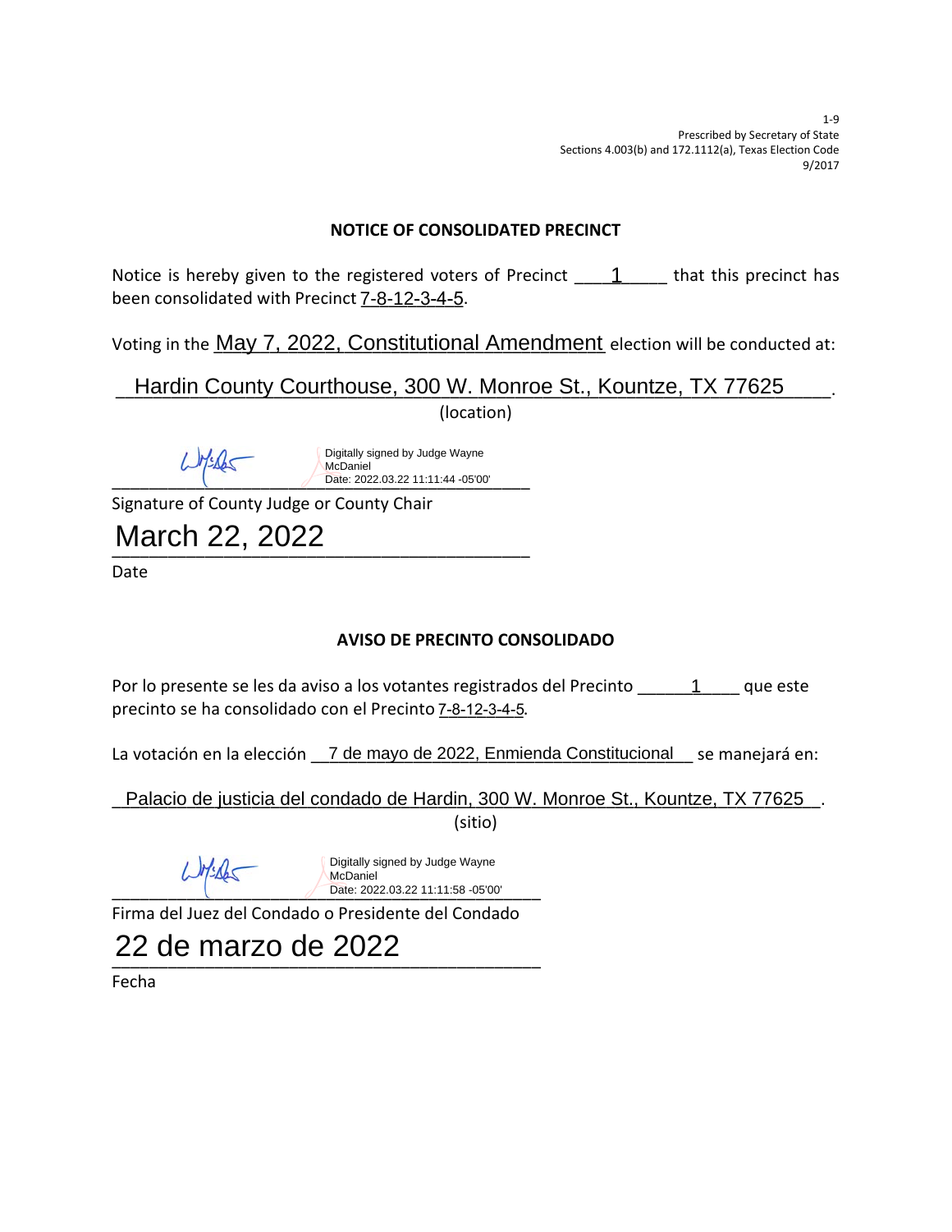1-9
Prescribed by Secretary of State
Sections 4.003(b) and 172.1112(a), Texas Election Code
9/2017

## NOTICE OF CONSOLIDATED PRECINCT

Notice is hereby given to the registered voters of Precinct ____1_____ that this precinct has been consolidated with Precinct 7-8-12-3-4-5.

Voting in the May 7, 2022, Constitutional Amendment election will be conducted at:

__Hardin County Courthouse, 300 W. Monroe St., Kountze, TX 77625____.
(location)

Digitally signed by Judge Wayne McDaniel
Date: 2022.03.22 11:11:44 -05'00'

Signature of County Judge or County Chair

March 22, 2022

Date

## AVISO DE PRECINTO CONSOLIDADO

Por lo presente se les da aviso a los votantes registrados del Precinto ______1____ que este precinto se ha consolidado con el Precinto 7-8-12-3-4-5.

La votación en la elección __7 de mayo de 2022, Enmienda Constitucional__ se manejará en:

_Palacio de justicia del condado de Hardin, 300 W. Monroe St., Kountze, TX 77625_.
(sitio)

Digitally signed by Judge Wayne McDaniel
Date: 2022.03.22 11:11:58 -05'00'

Firma del Juez del Condado o Presidente del Condado

22 de marzo de 2022

Fecha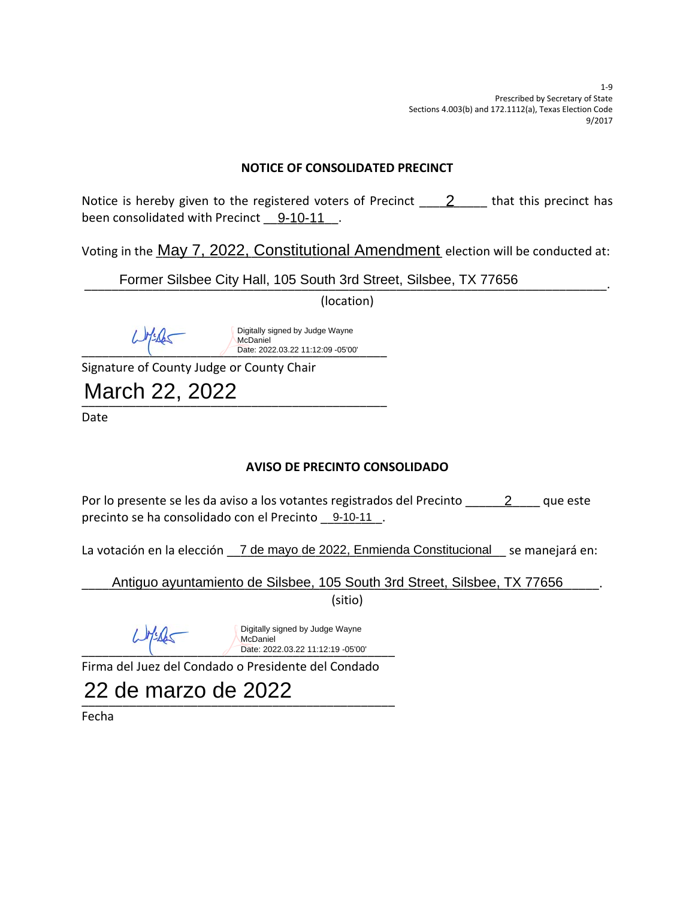1-9
Prescribed by Secretary of State
Sections 4.003(b) and 172.1112(a), Texas Election Code
9/2017

## NOTICE OF CONSOLIDATED PRECINCT

Notice is hereby given to the registered voters of Precinct ____2_____ that this precinct has been consolidated with Precinct __9-10-11__.

Voting in the May 7, 2022, Constitutional Amendment election will be conducted at:

Former Silsbee City Hall, 105 South 3rd Street, Silsbee, TX 77656

(location)

Digitally signed by Judge Wayne McDaniel
Date: 2022.03.22 11:12:09 -05'00'

Signature of County Judge or County Chair

March 22, 2022

Date

## AVISO DE PRECINTO CONSOLIDADO

Por lo presente se les da aviso a los votantes registrados del Precinto ______2____ que este precinto se ha consolidado con el Precinto __9-10-11__.

La votación en la elección __7 de mayo de 2022, Enmienda Constitucional__ se manejará en:

Antiguo ayuntamiento de Silsbee, 105 South 3rd Street, Silsbee, TX 77656

(sitio)

Digitally signed by Judge Wayne McDaniel
Date: 2022.03.22 11:12:19 -05'00'

Firma del Juez del Condado o Presidente del Condado

22 de marzo de 2022

Fecha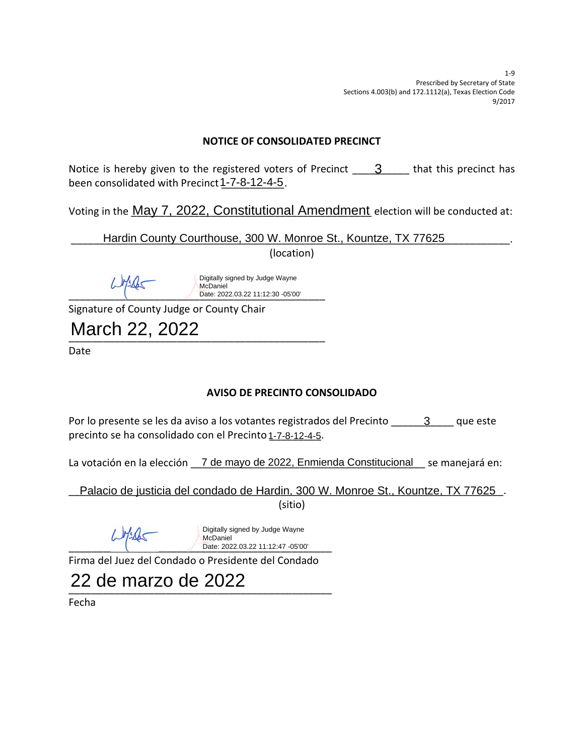1-9
Prescribed by Secretary of State
Sections 4.003(b) and 172.1112(a), Texas Election Code
9/2017

## NOTICE OF CONSOLIDATED PRECINCT

Notice is hereby given to the registered voters of Precinct ____3_____ that this precinct has been consolidated with Precinct 1-7-8-12-4-5.

Voting in the May 7, 2022, Constitutional Amendment election will be conducted at:

_____Hardin County Courthouse, 300 W. Monroe St., Kountze, TX 77625__________.
(location)

Digitally signed by Judge Wayne McDaniel
Date: 2022.03.22 11:12:30 -05'00'

Signature of County Judge or County Chair

March 22, 2022

Date

## AVISO DE PRECINTO CONSOLIDADO

Por lo presente se les da aviso a los votantes registrados del Precinto ______3____ que este precinto se ha consolidado con el Precinto 1-7-8-12-4-5.

La votación en la elección __7 de mayo de 2022, Enmienda Constitucional__ se manejará en:

__Palacio de justicia del condado de Hardin, 300 W. Monroe St., Kountze, TX 77625_.
(sitio)

Digitally signed by Judge Wayne McDaniel
Date: 2022.03.22 11:12:47 -05'00'

Firma del Juez del Condado o Presidente del Condado

22 de marzo de 2022

Fecha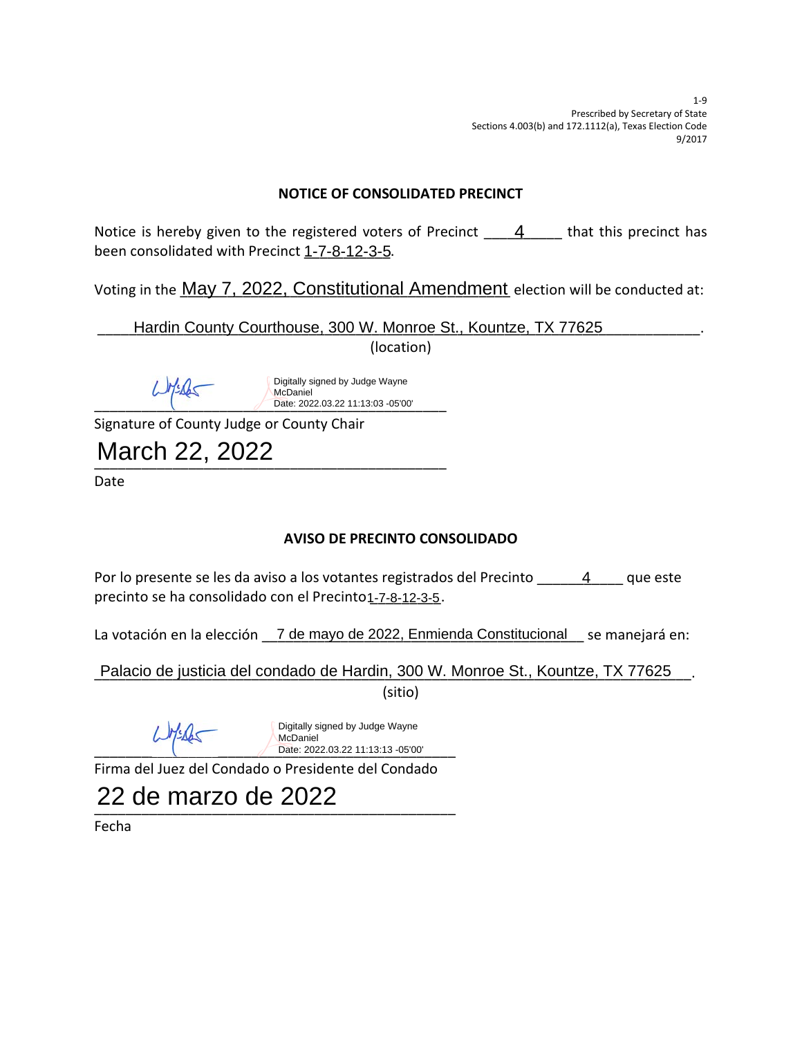1-9
Prescribed by Secretary of State
Sections 4.003(b) and 172.1112(a), Texas Election Code
9/2017

## NOTICE OF CONSOLIDATED PRECINCT

Notice is hereby given to the registered voters of Precinct ____4_____ that this precinct has been consolidated with Precinct 1-7-8-12-3-5.

Voting in the May 7, 2022, Constitutional Amendment election will be conducted at:

____Hardin County Courthouse, 300 W. Monroe St., Kountze, TX 77625___________.
(location)

Digitally signed by Judge Wayne McDaniel
Date: 2022.03.22 11:13:03 -05'00'

Signature of County Judge or County Chair

March 22, 2022

Date

## AVISO DE PRECINTO CONSOLIDADO

Por lo presente se les da aviso a los votantes registrados del Precinto ______4____ que este precinto se ha consolidado con el Precinto 1-7-8-12-3-5.

La votación en la elección __7 de mayo de 2022, Enmienda Constitucional__ se manejará en:

_Palacio de justicia del condado de Hardin, 300 W. Monroe St., Kountze, TX 77625__.
(sitio)

Digitally signed by Judge Wayne McDaniel
Date: 2022.03.22 11:13:13 -05'00'

Firma del Juez del Condado o Presidente del Condado

22 de marzo de 2022

Fecha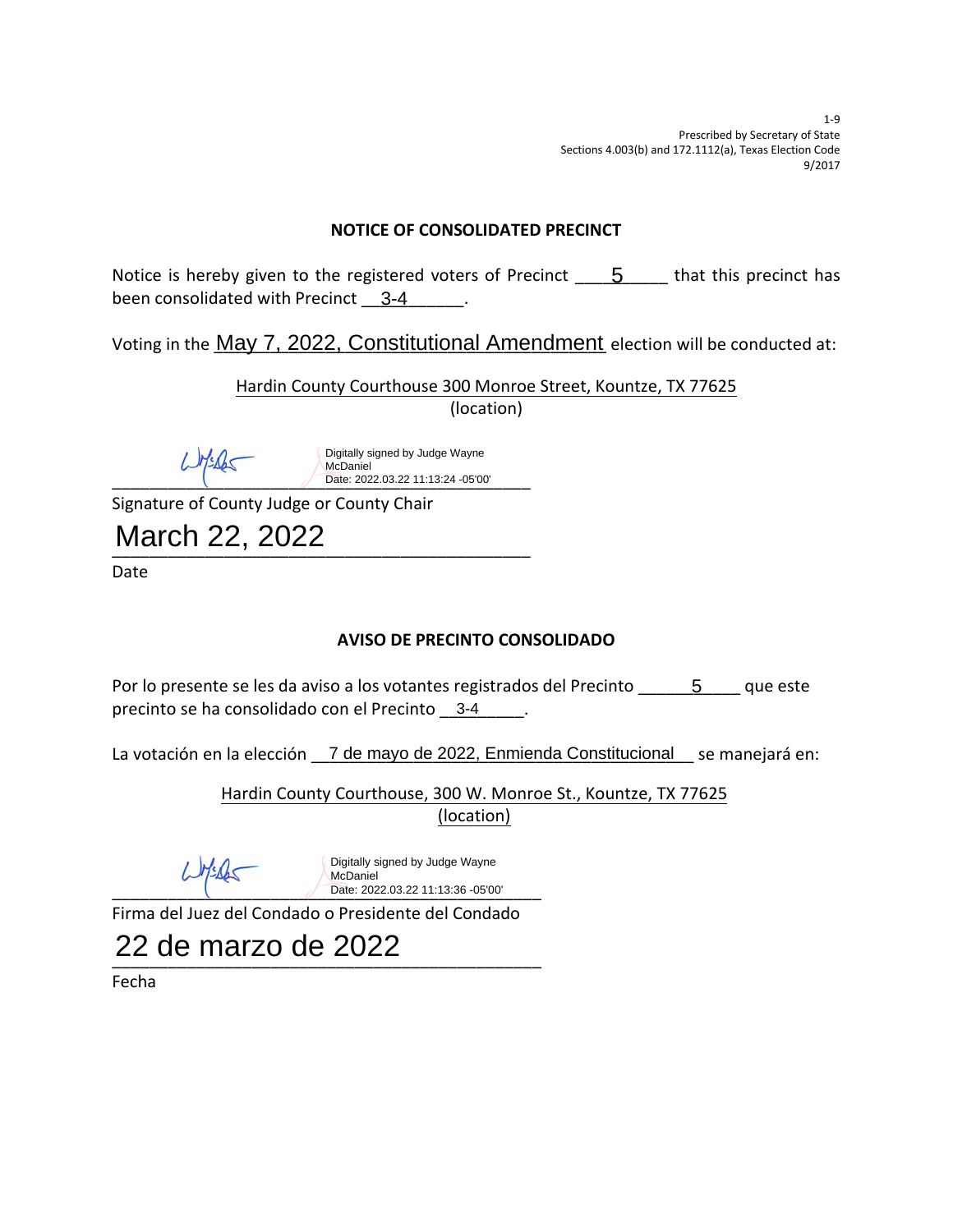1-9
Prescribed by Secretary of State
Sections 4.003(b) and 172.1112(a), Texas Election Code
9/2017

## NOTICE OF CONSOLIDATED PRECINCT

Notice is hereby given to the registered voters of Precinct ____5_____ that this precinct has been consolidated with Precinct __3-4______.

Voting in the May 7, 2022, Constitutional Amendment election will be conducted at:

Hardin County Courthouse 300 Monroe Street, Kountze, TX 77625
(location)

Digitally signed by Judge Wayne McDaniel
Date: 2022.03.22 11:13:24 -05'00'

Signature of County Judge or County Chair

March 22, 2022

Date

## AVISO DE PRECINTO CONSOLIDADO

Por lo presente se les da aviso a los votantes registrados del Precinto ______5____ que este precinto se ha consolidado con el Precinto __3-4______.

La votación en la elección __7 de mayo de 2022, Enmienda Constitucional__ se manejará en:

Hardin County Courthouse, 300 W. Monroe St., Kountze, TX 77625
(location)

Digitally signed by Judge Wayne McDaniel
Date: 2022.03.22 11:13:36 -05'00'

Firma del Juez del Condado o Presidente del Condado

22 de marzo de 2022

Fecha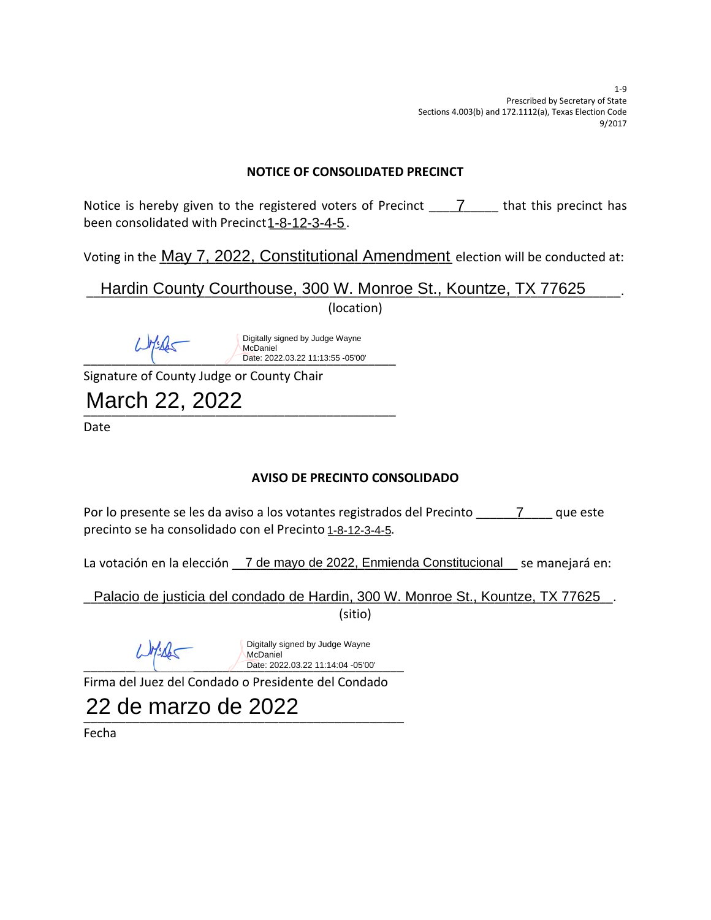1-9
Prescribed by Secretary of State
Sections 4.003(b) and 172.1112(a), Texas Election Code
9/2017

## NOTICE OF CONSOLIDATED PRECINCT

Notice is hereby given to the registered voters of Precinct ____7_____ that this precinct has been consolidated with Precinct 1-8-12-3-4-5.

Voting in the May 7, 2022, Constitutional Amendment election will be conducted at:

__Hardin County Courthouse, 300 W. Monroe St., Kountze, TX 77625____.
(location)

Digitally signed by Judge Wayne McDaniel
Date: 2022.03.22 11:13:55 -05'00'

Signature of County Judge or County Chair

March 22, 2022

Date

## AVISO DE PRECINTO CONSOLIDADO

Por lo presente se les da aviso a los votantes registrados del Precinto ______7_____ que este precinto se ha consolidado con el Precinto 1-8-12-3-4-5.

La votación en la elección __7 de mayo de 2022, Enmienda Constitucional__ se manejará en:

_Palacio de justicia del condado de Hardin, 300 W. Monroe St., Kountze, TX 77625_.
(sitio)

Digitally signed by Judge Wayne McDaniel
Date: 2022.03.22 11:14:04 -05'00'

Firma del Juez del Condado o Presidente del Condado

22 de marzo de 2022

Fecha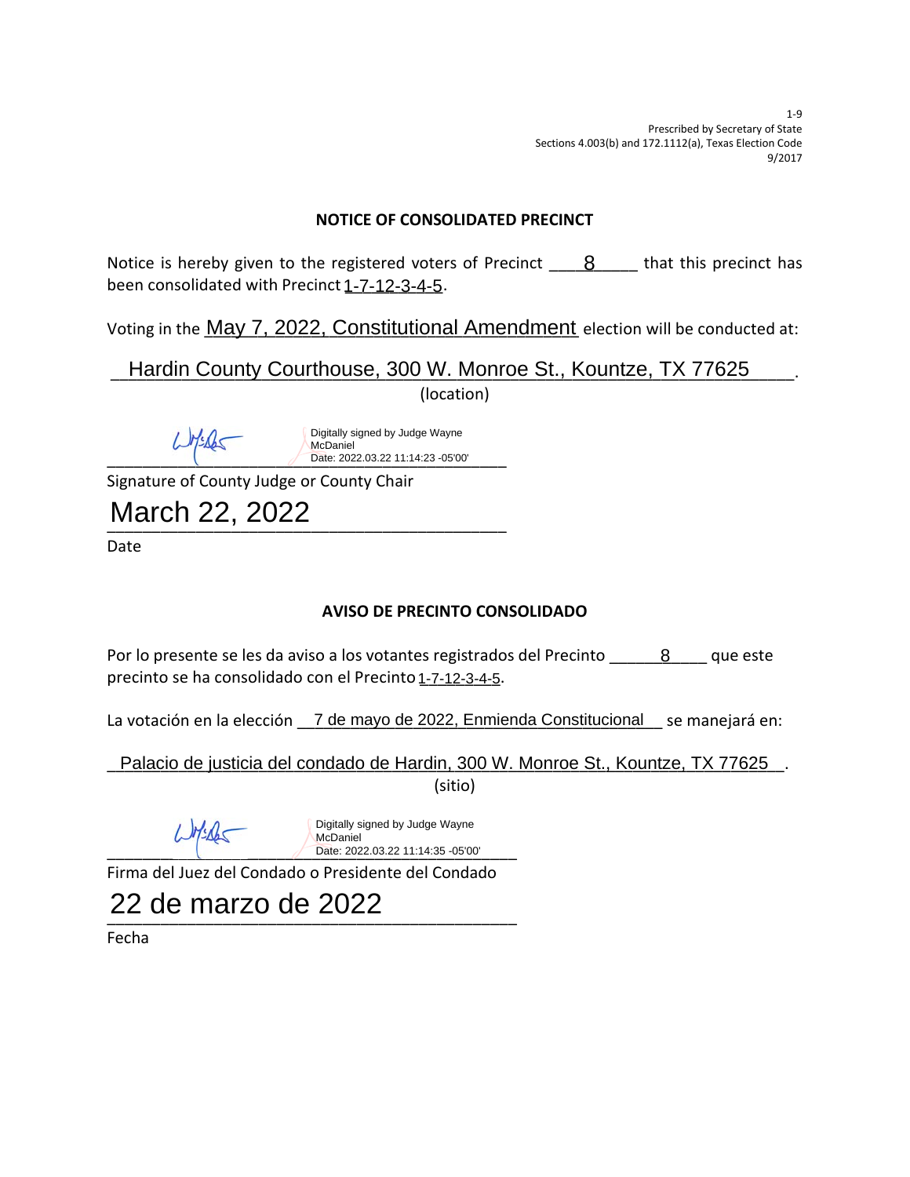1-9
Prescribed by Secretary of State
Sections 4.003(b) and 172.1112(a), Texas Election Code
9/2017

## NOTICE OF CONSOLIDATED PRECINCT

Notice is hereby given to the registered voters of Precinct \_\_\_\_8\_\_\_\_\_ that this precinct has been consolidated with Precinct 1-7-12-3-4-5.

Voting in the May 7, 2022, Constitutional Amendment election will be conducted at:

\_\_Hardin County Courthouse, 300 W. Monroe St., Kountze, TX 77625\_\_\_\_.
(location)

Digitally signed by Judge Wayne McDaniel
Date: 2022.03.22 11:14:23 -05'00'

Signature of County Judge or County Chair

March 22, 2022

Date

## AVISO DE PRECINTO CONSOLIDADO

Por lo presente se les da aviso a los votantes registrados del Precinto \_\_\_\_\_\_8\_\_\_\_ que este precinto se ha consolidado con el Precinto 1-7-12-3-4-5.

La votación en la elección \_\_7 de mayo de 2022, Enmienda Constitucional\_\_ se manejará en:

\_Palacio de justicia del condado de Hardin, 300 W. Monroe St., Kountze, TX 77625\_\_.
(sitio)

Digitally signed by Judge Wayne McDaniel
Date: 2022.03.22 11:14:35 -05'00'

Firma del Juez del Condado o Presidente del Condado

22 de marzo de 2022

Fecha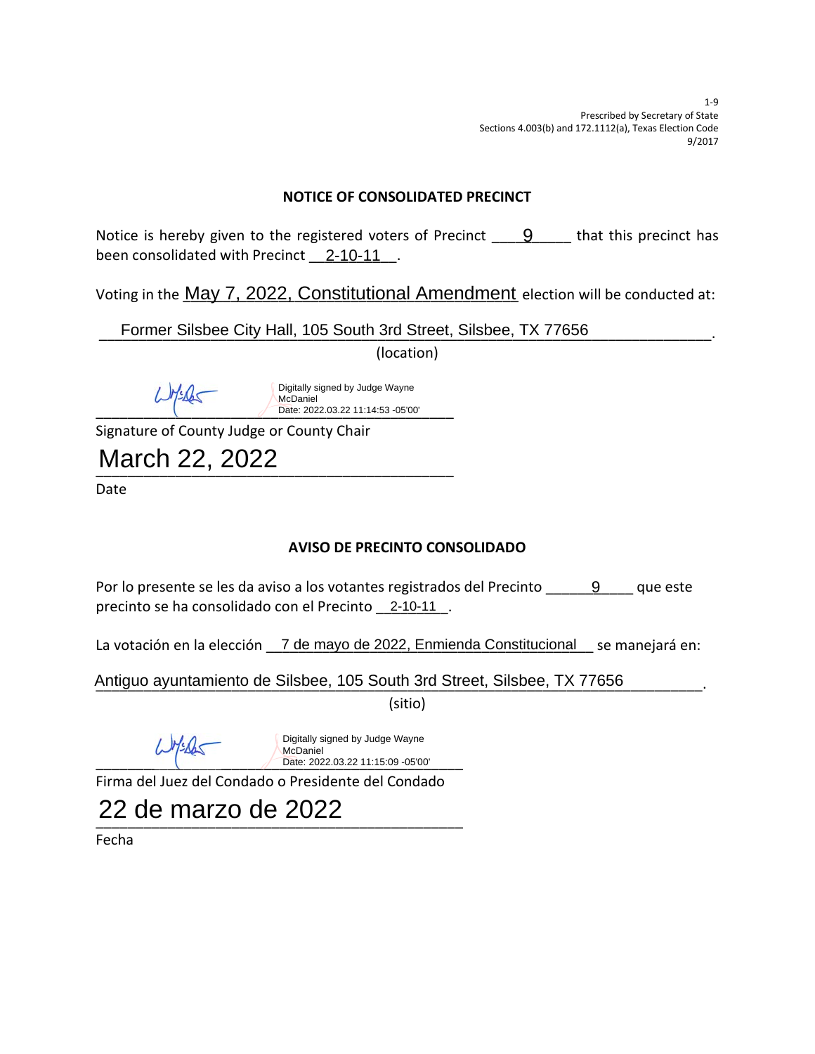1-9
Prescribed by Secretary of State
Sections 4.003(b) and 172.1112(a), Texas Election Code
9/2017

## NOTICE OF CONSOLIDATED PRECINCT

Notice is hereby given to the registered voters of Precinct ____9_____ that this precinct has been consolidated with Precinct __2-10-11__.

Voting in the May 7, 2022, Constitutional Amendment election will be conducted at:

__Former Silsbee City Hall, 105 South 3rd Street, Silsbee, TX 77656______________.
(location)

Digitally signed by Judge Wayne McDaniel
Date: 2022.03.22 11:14:53 -05'00'

Signature of County Judge or County Chair

March 22, 2022

Date

## AVISO DE PRECINTO CONSOLIDADO

Por lo presente se les da aviso a los votantes registrados del Precinto ______9____ que este precinto se ha consolidado con el Precinto __2-10-11__.

La votación en la elección __7 de mayo de 2022, Enmienda Constitucional__ se manejará en:

Antiguo ayuntamiento de Silsbee, 105 South 3rd Street, Silsbee, TX 77656_________.
(sitio)

Digitally signed by Judge Wayne McDaniel
Date: 2022.03.22 11:15:09 -05'00'

Firma del Juez del Condado o Presidente del Condado

22 de marzo de 2022

Fecha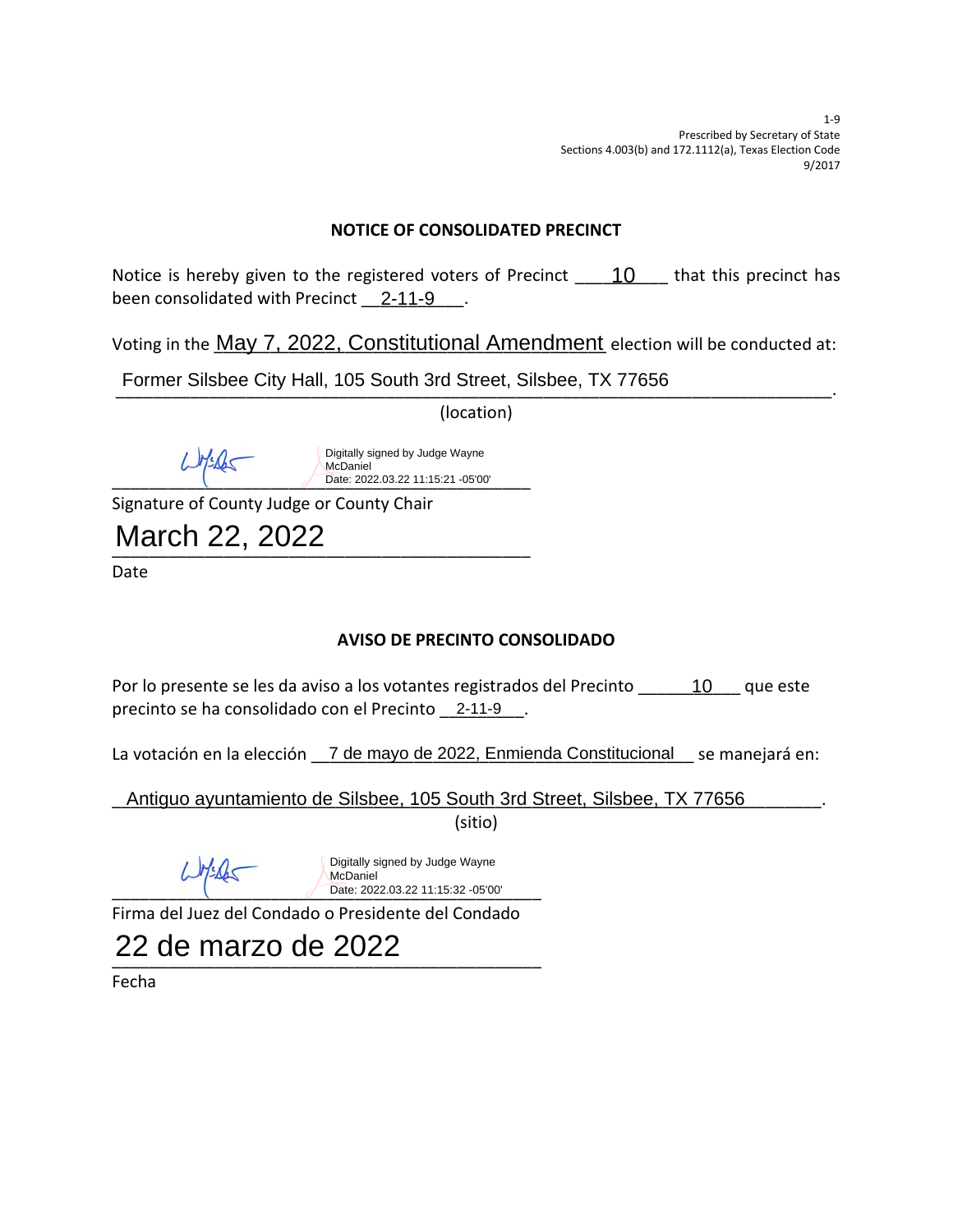1-9
Prescribed by Secretary of State
Sections 4.003(b) and 172.1112(a), Texas Election Code
9/2017

## NOTICE OF CONSOLIDATED PRECINCT

Notice is hereby given to the registered voters of Precinct ____10____ that this precinct has been consolidated with Precinct __2-11-9____.

Voting in the May 7, 2022, Constitutional Amendment election will be conducted at:

Former Silsbee City Hall, 105 South 3rd Street, Silsbee, TX 77656 ______________________.

(location)

Digitally signed by Judge Wayne McDaniel
Date: 2022.03.22 11:15:21 -05'00'

Signature of County Judge or County Chair

March 22, 2022

Date

## AVISO DE PRECINTO CONSOLIDADO

Por lo presente se les da aviso a los votantes registrados del Precinto ______10____ que este precinto se ha consolidado con el Precinto __2-11-9___.

La votación en la elección __7 de mayo de 2022, Enmienda Constitucional__ se manejará en:

_Antiguo ayuntamiento de Silsbee, 105 South 3rd Street, Silsbee, TX 77656_______.

(sitio)

Digitally signed by Judge Wayne McDaniel
Date: 2022.03.22 11:15:32 -05'00'

Firma del Juez del Condado o Presidente del Condado

22 de marzo de 2022

Fecha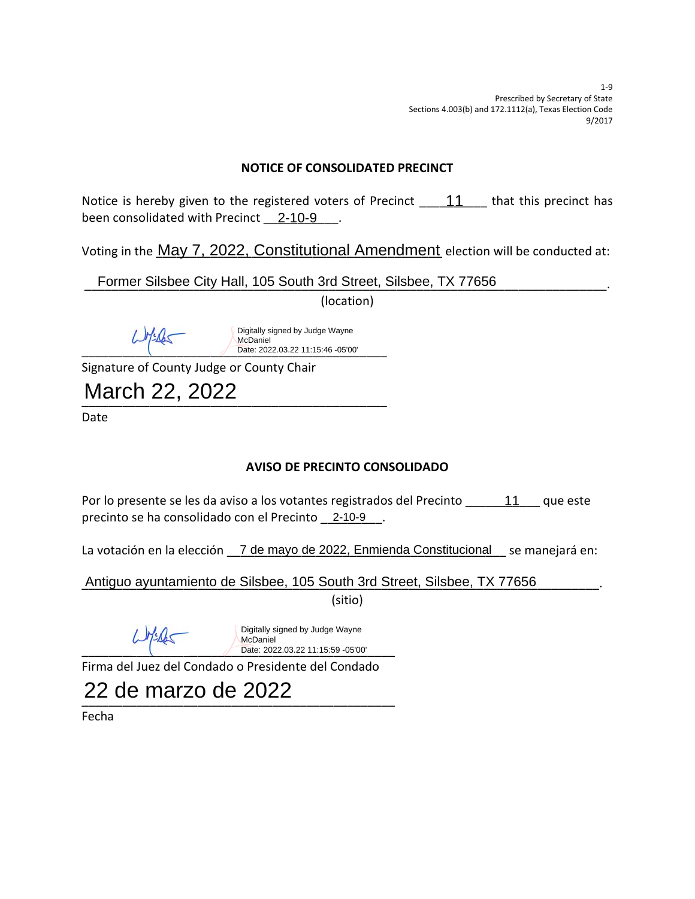1-9
Prescribed by Secretary of State
Sections 4.003(b) and 172.1112(a), Texas Election Code
9/2017

## NOTICE OF CONSOLIDATED PRECINCT

Notice is hereby given to the registered voters of Precinct ____11____ that this precinct has been consolidated with Precinct __2-10-9____.

Voting in the May 7, 2022, Constitutional Amendment election will be conducted at:

__Former Silsbee City Hall, 105 South 3rd Street, Silsbee, TX 77656________________.

(location)

Digitally signed by Judge Wayne McDaniel
Date: 2022.03.22 11:15:46 -05'00'

Signature of County Judge or County Chair

March 22, 2022

Date

## AVISO DE PRECINTO CONSOLIDADO

Por lo presente se les da aviso a los votantes registrados del Precinto ______11____ que este precinto se ha consolidado con el Precinto __2-10-9___.

La votación en la elección __7 de mayo de 2022, Enmienda Constitucional__ se manejará en:

_Antiguo ayuntamiento de Silsbee, 105 South 3rd Street, Silsbee, TX 77656_________.

(sitio)

Digitally signed by Judge Wayne McDaniel
Date: 2022.03.22 11:15:59 -05'00'

Firma del Juez del Condado o Presidente del Condado

22 de marzo de 2022

Fecha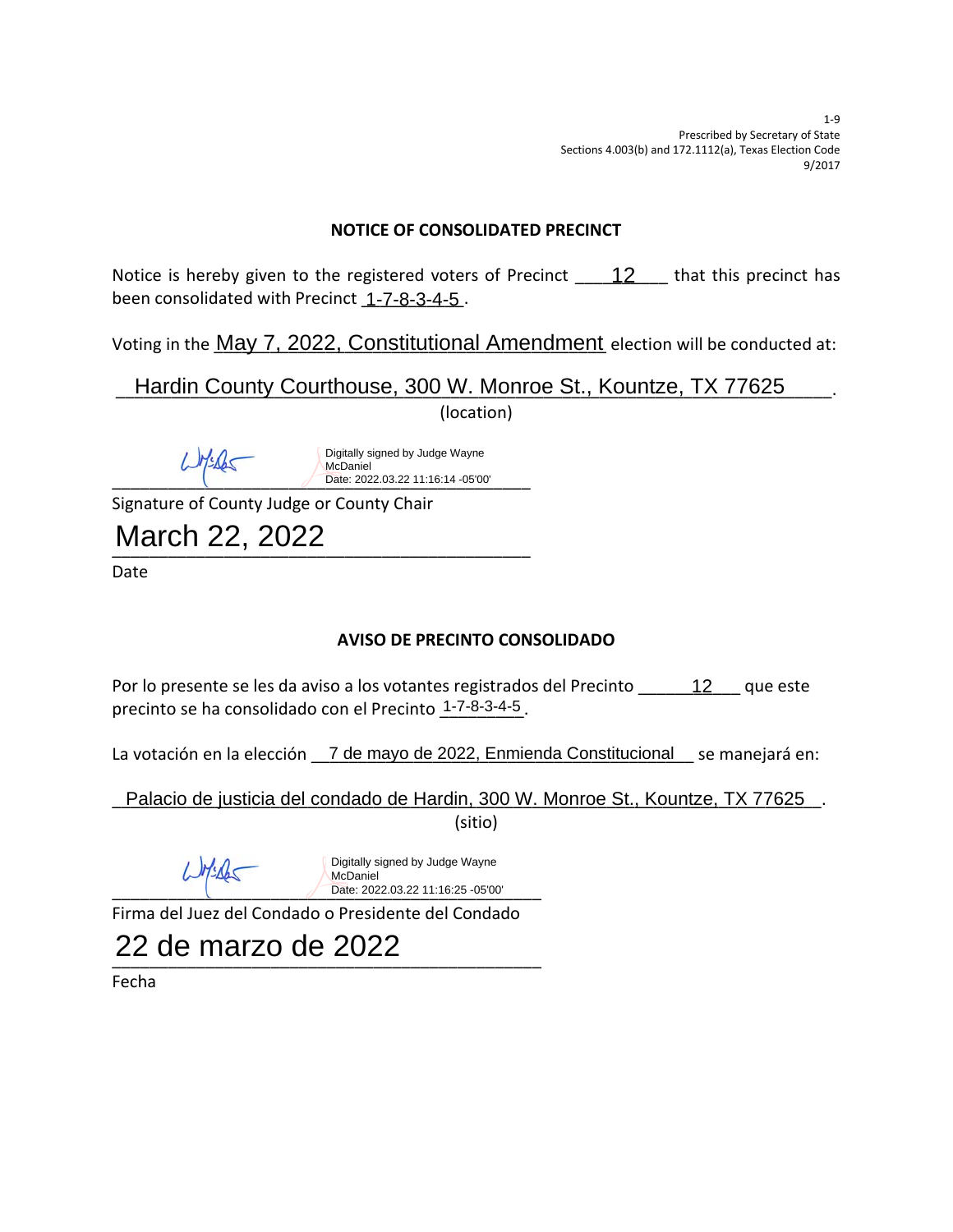1-9
Prescribed by Secretary of State
Sections 4.003(b) and 172.1112(a), Texas Election Code
9/2017

## NOTICE OF CONSOLIDATED PRECINCT

Notice is hereby given to the registered voters of Precinct 12 that this precinct has been consolidated with Precinct 1-7-8-3-4-5.

Voting in the May 7, 2022, Constitutional Amendment election will be conducted at:

Hardin County Courthouse, 300 W. Monroe St., Kountze, TX 77625.

(location)

Digitally signed by Judge Wayne McDaniel
Date: 2022.03.22 11:16:14 -05'00'

Signature of County Judge or County Chair

March 22, 2022

Date

## AVISO DE PRECINTO CONSOLIDADO

Por lo presente se les da aviso a los votantes registrados del Precinto 12 que este precinto se ha consolidado con el Precinto 1-7-8-3-4-5.

La votación en la elección 7 de mayo de 2022, Enmienda Constitucional se manejará en:

Palacio de justicia del condado de Hardin, 300 W. Monroe St., Kountze, TX 77625.

(sitio)

Digitally signed by Judge Wayne McDaniel
Date: 2022.03.22 11:16:25 -05'00'

Firma del Juez del Condado o Presidente del Condado

22 de marzo de 2022

Fecha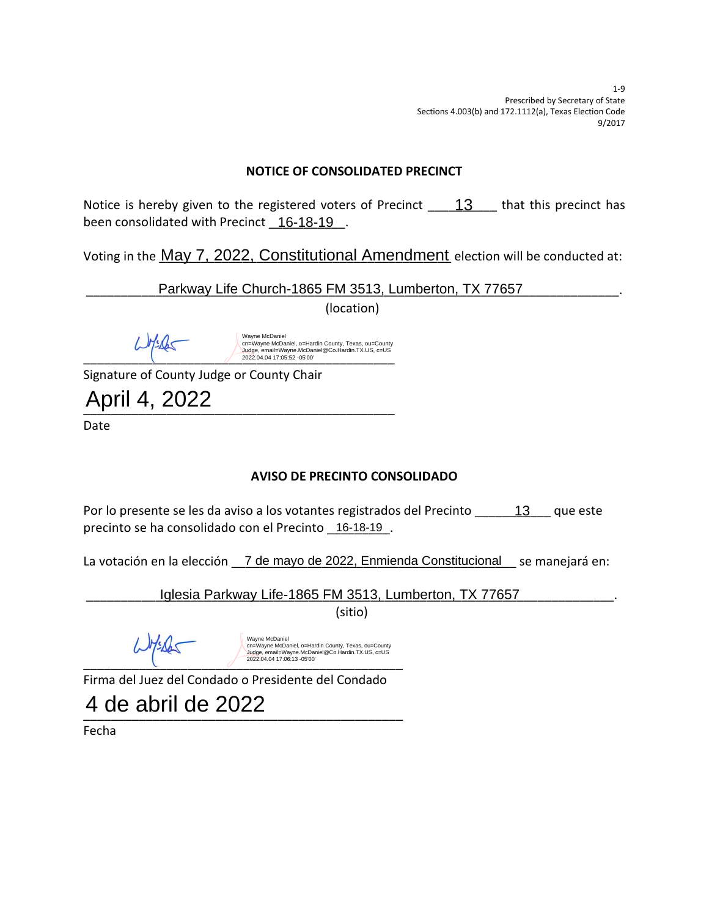1-9
Prescribed by Secretary of State
Sections 4.003(b) and 172.1112(a), Texas Election Code
9/2017

## NOTICE OF CONSOLIDATED PRECINCT

Notice is hereby given to the registered voters of Precinct ___13___ that this precinct has been consolidated with Precinct _16-18-19_.

Voting in the May 7, 2022, Constitutional Amendment election will be conducted at:

_________Parkway Life Church-1865 FM 3513, Lumberton, TX 77657_____________.
(location)

Wayne McDaniel
cn=Wayne McDaniel, o=Hardin County, Texas, ou=County Judge, email=Wayne.McDaniel@Co.Hardin.TX.US, c=US
2022.04.04 17:05:52 -05'00'

Signature of County Judge or County Chair

April 4, 2022

Date

## AVISO DE PRECINTO CONSOLIDADO

Por lo presente se les da aviso a los votantes registrados del Precinto ______13___ que este precinto se ha consolidado con el Precinto _16-18-19_.

La votación en la elección __7 de mayo de 2022, Enmienda Constitucional__ se manejará en:

_________Iglesia Parkway Life-1865 FM 3513, Lumberton, TX 77657____________.
(sitio)

Wayne McDaniel
cn=Wayne McDaniel, o=Hardin County, Texas, ou=County Judge, email=Wayne.McDaniel@Co.Hardin.TX.US, c=US
2022.04.04 17:06:13 -05'00'

Firma del Juez del Condado o Presidente del Condado

4 de abril de 2022

Fecha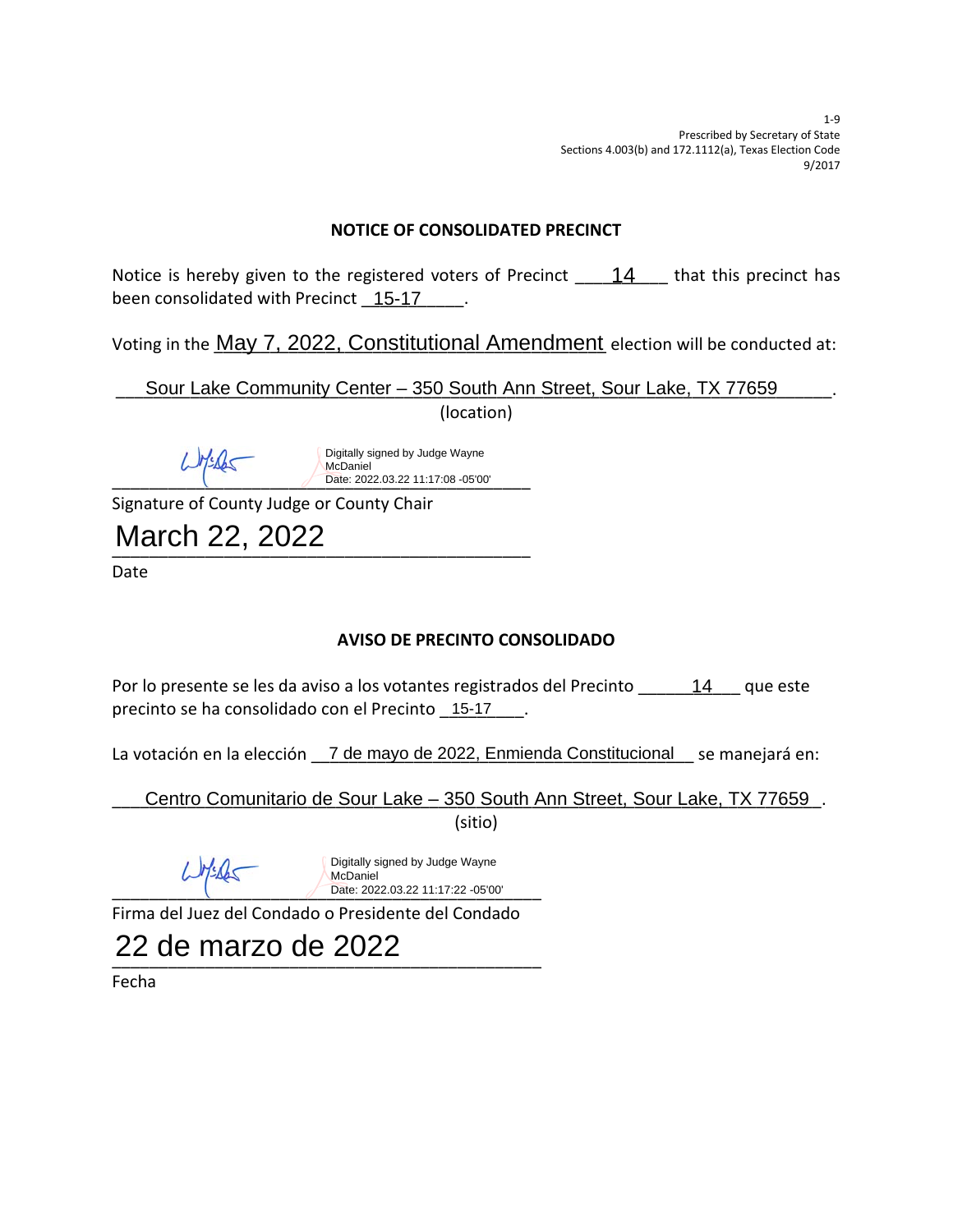1-9
Prescribed by Secretary of State
Sections 4.003(b) and 172.1112(a), Texas Election Code
9/2017

## NOTICE OF CONSOLIDATED PRECINCT

Notice is hereby given to the registered voters of Precinct ____14____ that this precinct has been consolidated with Precinct _15-17_____.

Voting in the May 7, 2022, Constitutional Amendment election will be conducted at:

___Sour Lake Community Center – 350 South Ann Street, Sour Lake, TX 77659______.
(location)

Digitally signed by Judge Wayne McDaniel
Date: 2022.03.22 11:17:08 -05'00'

Signature of County Judge or County Chair

March 22, 2022

Date

## AVISO DE PRECINTO CONSOLIDADO

Por lo presente se les da aviso a los votantes registrados del Precinto ______14___ que este precinto se ha consolidado con el Precinto _15-17____.

La votación en la elección __7 de mayo de 2022, Enmienda Constitucional__ se manejará en:

___Centro Comunitario de Sour Lake – 350 South Ann Street, Sour Lake, TX 77659_.
(sitio)

Digitally signed by Judge Wayne McDaniel
Date: 2022.03.22 11:17:22 -05'00'

Firma del Juez del Condado o Presidente del Condado

22 de marzo de 2022

Fecha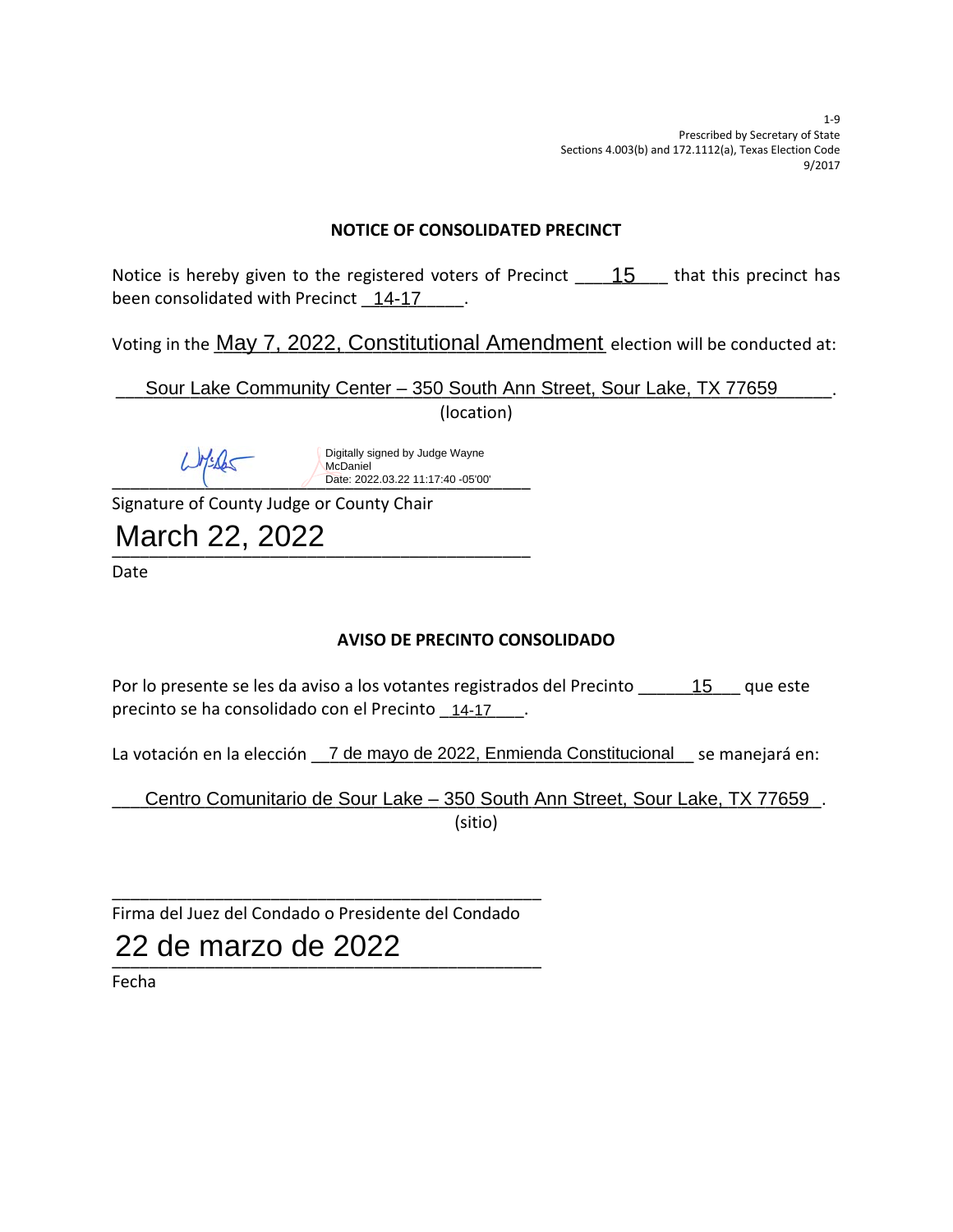1-9
Prescribed by Secretary of State
Sections 4.003(b) and 172.1112(a), Texas Election Code
9/2017

## NOTICE OF CONSOLIDATED PRECINCT

Notice is hereby given to the registered voters of Precinct 15 that this precinct has been consolidated with Precinct 14-17.

Voting in the May 7, 2022, Constitutional Amendment election will be conducted at:

Sour Lake Community Center – 350 South Ann Street, Sour Lake, TX 77659.
(location)

Digitally signed by Judge Wayne McDaniel
Date: 2022.03.22 11:17:40 -05'00'

Signature of County Judge or County Chair

March 22, 2022

Date

## AVISO DE PRECINTO CONSOLIDADO

Por lo presente se les da aviso a los votantes registrados del Precinto 15 que este precinto se ha consolidado con el Precinto 14-17.

La votación en la elección 7 de mayo de 2022, Enmienda Constitucional se manejará en:

Centro Comunitario de Sour Lake – 350 South Ann Street, Sour Lake, TX 77659.
(sitio)

Firma del Juez del Condado o Presidente del Condado

22 de marzo de 2022

Fecha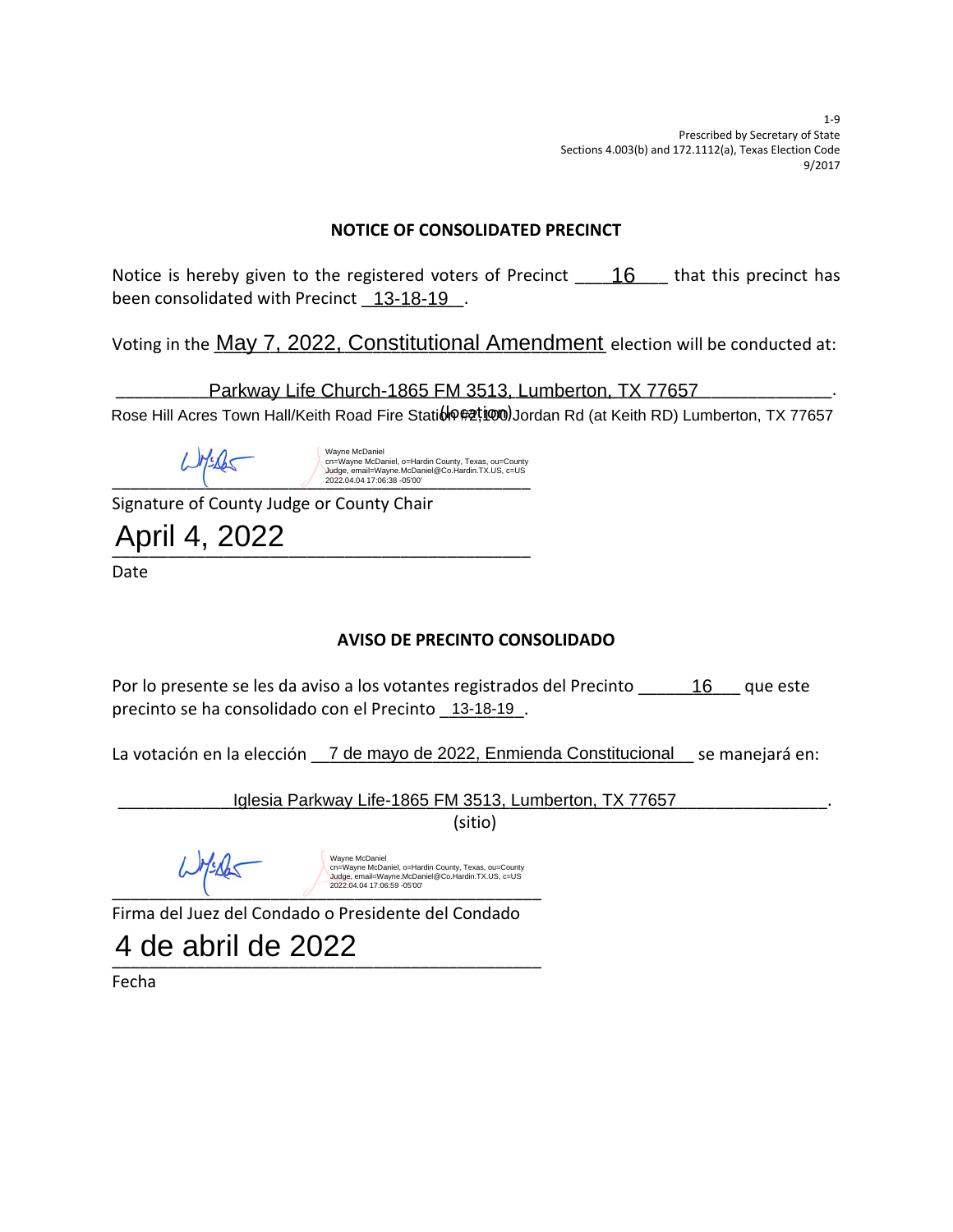1-9
Prescribed by Secretary of State
Sections 4.003(b) and 172.1112(a), Texas Election Code
9/2017

**NOTICE OF CONSOLIDATED PRECINCT**

Notice is hereby given to the registered voters of Precinct ____16____ that this precinct has been consolidated with Precinct _13-18-19_.

Voting in the May 7, 2022, Constitutional Amendment election will be conducted at:

_________Parkway Life Church-1865 FM 3513, Lumberton, TX 77657_____________.
Rose Hill Acres Town Hall/Keith Road Fire Station #2,100 Jordan Rd (at Keith RD) Lumberton, TX 77657
(location)

Wayne McDaniel
cn=Wayne McDaniel, o=Hardin County, Texas, ou=County Judge, email=Wayne.McDaniel@Co.Hardin.TX.US, c=US
2022.04.04 17:06:38 -05'00'

Signature of County Judge or County Chair

April 4, 2022

Date

**AVISO DE PRECINTO CONSOLIDADO**

Por lo presente se les da aviso a los votantes registrados del Precinto ______16___ que este precinto se ha consolidado con el Precinto _13-18-19_.

La votación en la elección __7 de mayo de 2022, Enmienda Constitucional__ se manejará en:

___________Iglesia Parkway Life-1865 FM 3513, Lumberton, TX 77657_______________.
(sitio)

Wayne McDaniel
cn=Wayne McDaniel, o=Hardin County, Texas, ou=County Judge, email=Wayne.McDaniel@Co.Hardin.TX.US, c=US
2022.04.04 17:06:59 -05'00'

Firma del Juez del Condado o Presidente del Condado

4 de abril de 2022

Fecha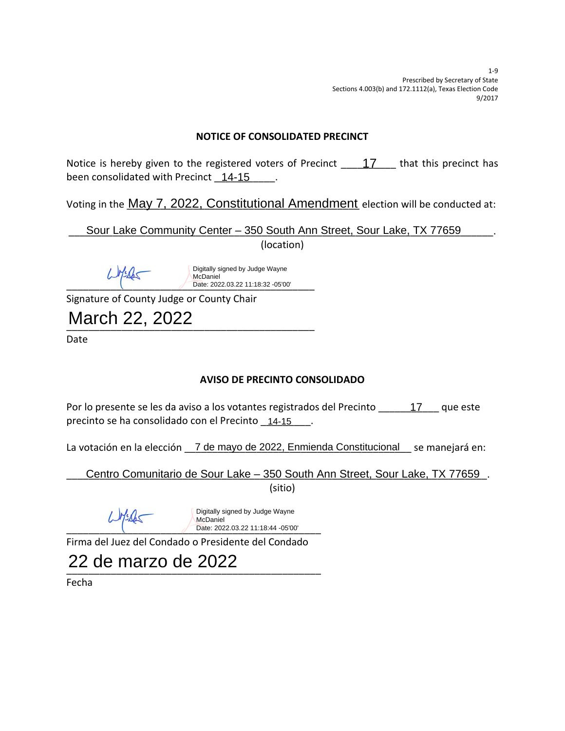1-9
Prescribed by Secretary of State
Sections 4.003(b) and 172.1112(a), Texas Election Code
9/2017

## NOTICE OF CONSOLIDATED PRECINCT

Notice is hereby given to the registered voters of Precinct 17 that this precinct has been consolidated with Precinct 14-15.

Voting in the May 7, 2022, Constitutional Amendment election will be conducted at:

Sour Lake Community Center – 350 South Ann Street, Sour Lake, TX 77659.
(location)

Digitally signed by Judge Wayne McDaniel
Date: 2022.03.22 11:18:32 -05'00'

Signature of County Judge or County Chair

March 22, 2022

Date

## AVISO DE PRECINTO CONSOLIDADO

Por lo presente se les da aviso a los votantes registrados del Precinto 17 que este precinto se ha consolidado con el Precinto 14-15.

La votación en la elección 7 de mayo de 2022, Enmienda Constitucional se manejará en:

Centro Comunitario de Sour Lake – 350 South Ann Street, Sour Lake, TX 77659.
(sitio)

Digitally signed by Judge Wayne McDaniel
Date: 2022.03.22 11:18:44 -05'00'

Firma del Juez del Condado o Presidente del Condado

22 de marzo de 2022

Fecha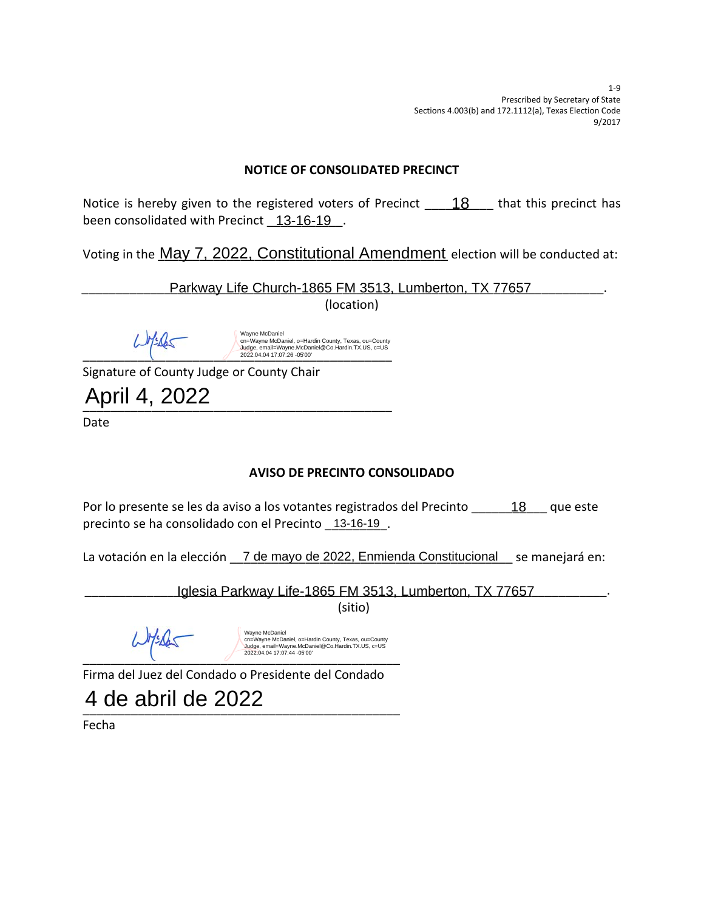1-9
Prescribed by Secretary of State
Sections 4.003(b) and 172.1112(a), Texas Election Code
9/2017

## NOTICE OF CONSOLIDATED PRECINCT

Notice is hereby given to the registered voters of Precinct ___18___ that this precinct has been consolidated with Precinct _13-16-19_.

Voting in the May 7, 2022, Constitutional Amendment election will be conducted at:

___________Parkway Life Church-1865 FM 3513, Lumberton, TX 77657_________.
(location)

Wayne McDaniel
cn=Wayne McDaniel, o=Hardin County, Texas, ou=County Judge, email=Wayne.McDaniel@Co.Hardin.TX.US, c=US
2022.04.04 17:07:26 -05'00'

Signature of County Judge or County Chair

April 4, 2022

Date

## AVISO DE PRECINTO CONSOLIDADO

Por lo presente se les da aviso a los votantes registrados del Precinto _____18___ que este precinto se ha consolidado con el Precinto _13-16-19_.

La votación en la elección __7 de mayo de 2022, Enmienda Constitucional__ se manejará en:

____________Iglesia Parkway Life-1865 FM 3513, Lumberton, TX 77657_________.
(sitio)

Wayne McDaniel
cn=Wayne McDaniel, o=Hardin County, Texas, ou=County Judge, email=Wayne.McDaniel@Co.Hardin.TX.US, c=US
2022.04.04 17:07:44 -05'00'

Firma del Juez del Condado o Presidente del Condado

4 de abril de 2022

Fecha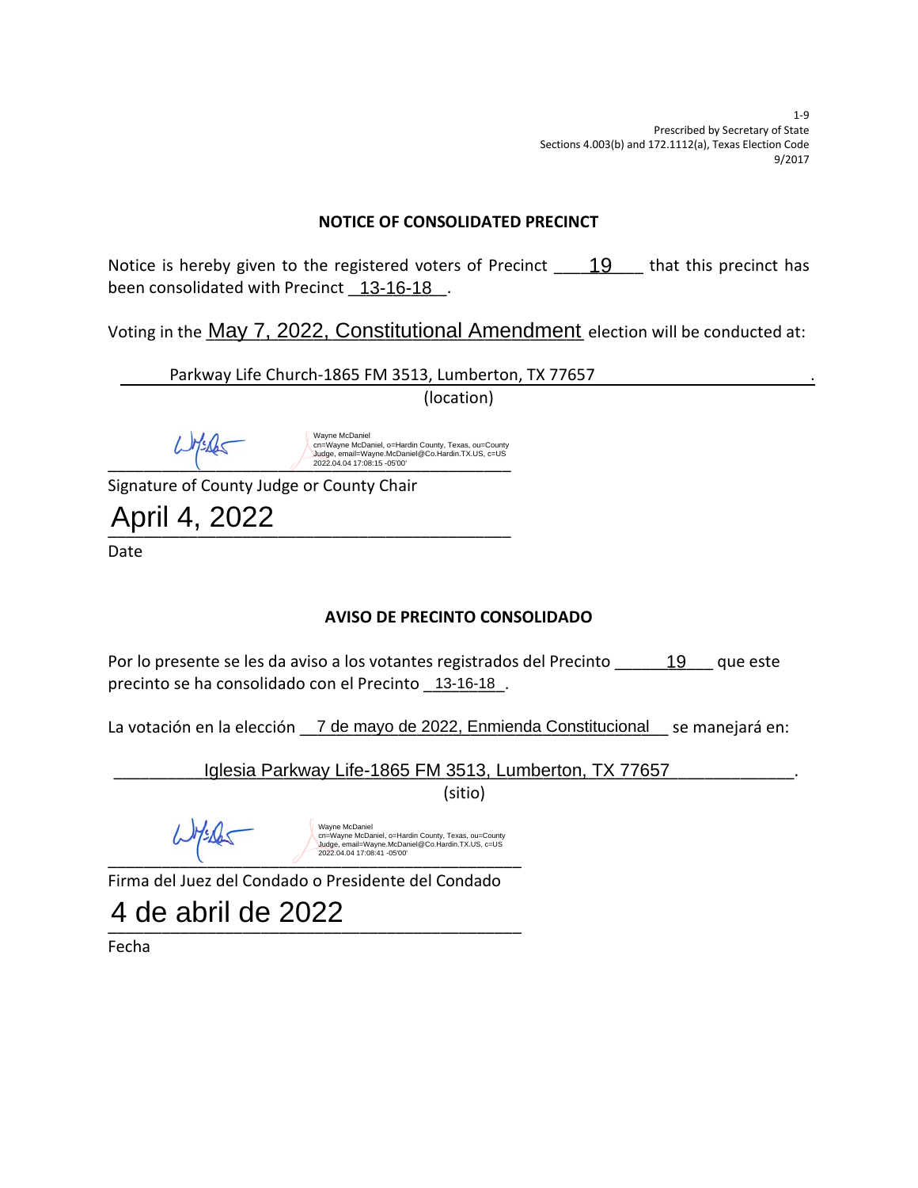1-9
Prescribed by Secretary of State
Sections 4.003(b) and 172.1112(a), Texas Election Code
9/2017

## NOTICE OF CONSOLIDATED PRECINCT

Notice is hereby given to the registered voters of Precinct ____19____ that this precinct has been consolidated with Precinct _13-16-18_.

Voting in the May 7, 2022, Constitutional Amendment election will be conducted at:

Parkway Life Church-1865 FM 3513, Lumberton, TX 77657
(location)

Wayne McDaniel
cn=Wayne McDaniel, o=Hardin County, Texas, ou=County Judge, email=Wayne.McDaniel@Co.Hardin.TX.US, c=US
2022.04.04 17:08:15 -05'00'

Signature of County Judge or County Chair

April 4, 2022

Date

## AVISO DE PRECINTO CONSOLIDADO

Por lo presente se les da aviso a los votantes registrados del Precinto ______19____ que este precinto se ha consolidado con el Precinto _13-16-18_.

La votación en la elección __7 de mayo de 2022, Enmienda Constitucional__ se manejará en:

Iglesia Parkway Life-1865 FM 3513, Lumberton, TX 77657
(sitio)

Wayne McDaniel
cn=Wayne McDaniel, o=Hardin County, Texas, ou=County Judge, email=Wayne.McDaniel@Co.Hardin.TX.US, c=US
2022.04.04 17:08:41 -05'00'

Firma del Juez del Condado o Presidente del Condado

4 de abril de 2022

Fecha